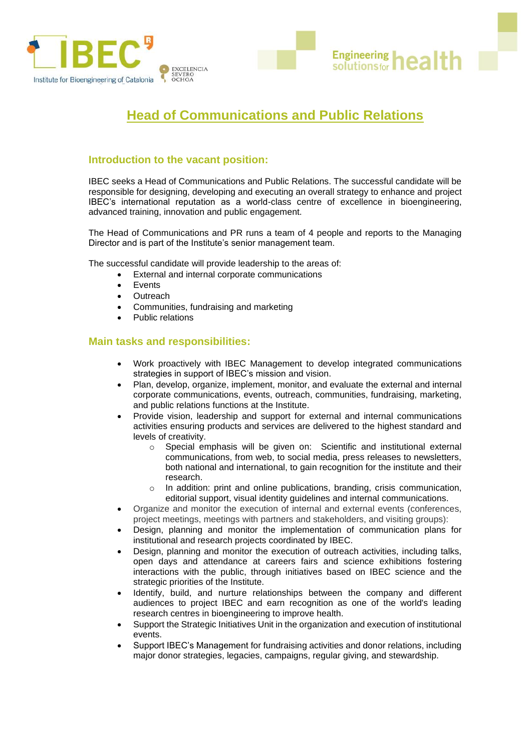# Head of Communications and Public Relations

## Introduction to the vacant position:

IBEC seeks a Head of Communications and Public Relations. The successful candidate will be responsible for designing, developing and executing an overall strategy to enhance and project IBEC's international reputation as a world-class centre of excellence in bioengineering, advanced training, innovation and public engagement.

The Head of Communications and PR runs a team of 4 people and reports to the Managing Director and is part of the Institute's senior management team.

The successful candidate will provide leadership to the areas of:

- External and internal corporate communications
- Events
- Outreach
- Communities, fundraising and marketing
- Public relations

## Main tasks and responsibilities:

- Work proactively with IBEC Management to develop integrated communications strategies in support of IBEC's mission and vision.
- Plan, develop, organize, implement, monitor, and evaluate the external and internal corporate communications, events, outreach, communities, fundraising, marketing, and public relations functions at the Institute.
- Provide vision, leadership and support for external and internal communications activities ensuring products and services are delivered to the highest standard and levels of creativity.
  - Special emphasis will be given on: Scientific and institutional external communications, from web, to social media, press releases to newsletters, both national and international, to gain recognition for the institute and their research.
  - In addition: print and online publications, branding, crisis communication, editorial support, visual identity guidelines and internal communications.
- Organize and monitor the execution of internal and external events (conferences, project meetings, meetings with partners and stakeholders, and visiting groups):
- Design, planning and monitor the implementation of communication plans for institutional and research projects coordinated by IBEC.
- Design, planning and monitor the execution of outreach activities, including talks, open days and attendance at careers fairs and science exhibitions fostering interactions with the public, through initiatives based on IBEC science and the strategic priorities of the Institute.
- Identify, build, and nurture relationships between the company and different audiences to project IBEC and earn recognition as one of the world's leading research centres in bioengineering to improve health.
- Support the Strategic Initiatives Unit in the organization and execution of institutional events.
- Support IBEC's Management for fundraising activities and donor relations, including major donor strategies, legacies, campaigns, regular giving, and stewardship.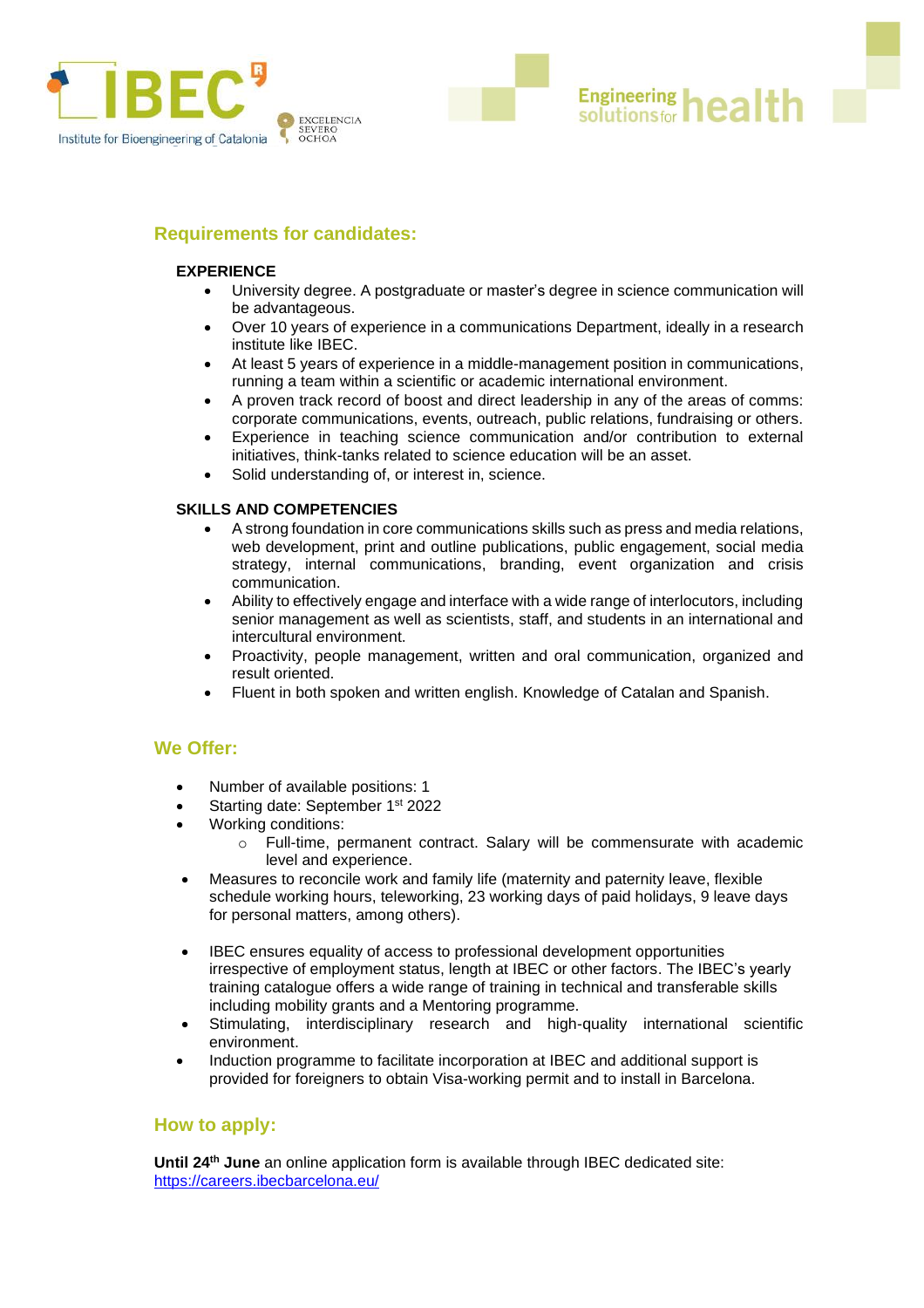## Requirements for candidates:

**EXPERIENCE**

- University degree. A postgraduate or master's degree in science communication will be advantageous.
- Over 10 years of experience in a communications Department, ideally in a research institute like IBEC.
- At least 5 years of experience in a middle-management position in communications, running a team within a scientific or academic international environment.
- A proven track record of boost and direct leadership in any of the areas of comms: corporate communications, events, outreach, public relations, fundraising or others.
- Experience in teaching science communication and/or contribution to external initiatives, think-tanks related to science education will be an asset.
- Solid understanding of, or interest in, science.

**SKILLS AND COMPETENCIES**

- A strong foundation in core communications skills such as press and media relations, web development, print and outline publications, public engagement, social media strategy, internal communications, branding, event organization and crisis communication.
- Ability to effectively engage and interface with a wide range of interlocutors, including senior management as well as scientists, staff, and students in an international and intercultural environment.
- Proactivity, people management, written and oral communication, organized and result oriented.
- Fluent in both spoken and written english. Knowledge of Catalan and Spanish.

## We Offer:

- Number of available positions: 1
- Starting date: September 1st 2022
- Working conditions:
  - Full-time, permanent contract. Salary will be commensurate with academic level and experience.
- Measures to reconcile work and family life (maternity and paternity leave, flexible schedule working hours, teleworking, 23 working days of paid holidays, 9 leave days for personal matters, among others).
- IBEC ensures equality of access to professional development opportunities irrespective of employment status, length at IBEC or other factors. The IBEC's yearly training catalogue offers a wide range of training in technical and transferable skills including mobility grants and a Mentoring programme.
- Stimulating, interdisciplinary research and high-quality international scientific environment.
- Induction programme to facilitate incorporation at IBEC and additional support is provided for foreigners to obtain Visa-working permit and to install in Barcelona.

## How to apply:

**Until 24th June** an online application form is available through IBEC dedicated site: https://careers.ibecbarcelona.eu/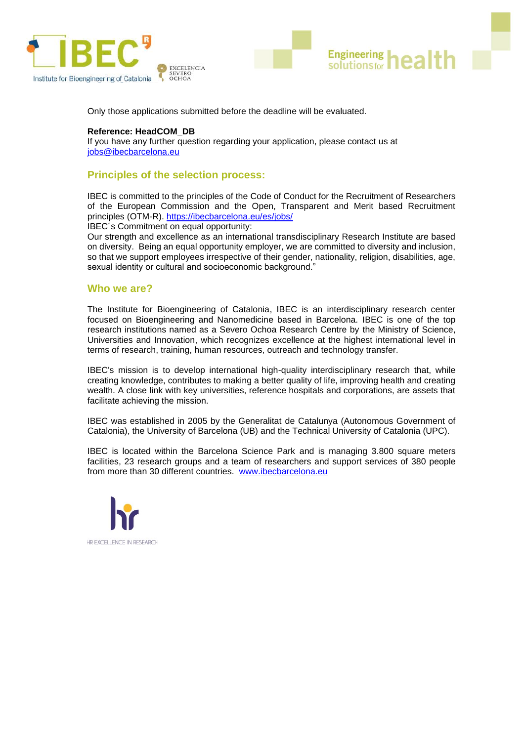Only those applications submitted before the deadline will be evaluated.

**Reference: HeadCOM_DB**
If you have any further question regarding your application, please contact us at jobs@ibecbarcelona.eu

## Principles of the selection process:

IBEC is committed to the principles of the Code of Conduct for the Recruitment of Researchers of the European Commission and the Open, Transparent and Merit based Recruitment principles (OTM-R). https://ibecbarcelona.eu/es/jobs/
IBEC´s Commitment on equal opportunity:
Our strength and excellence as an international transdisciplinary Research Institute are based on diversity. Being an equal opportunity employer, we are committed to diversity and inclusion, so that we support employees irrespective of their gender, nationality, religion, disabilities, age, sexual identity or cultural and socioeconomic background."

## Who we are?

The Institute for Bioengineering of Catalonia, IBEC is an interdisciplinary research center focused on Bioengineering and Nanomedicine based in Barcelona. IBEC is one of the top research institutions named as a Severo Ochoa Research Centre by the Ministry of Science, Universities and Innovation, which recognizes excellence at the highest international level in terms of research, training, human resources, outreach and technology transfer.

IBEC's mission is to develop international high-quality interdisciplinary research that, while creating knowledge, contributes to making a better quality of life, improving health and creating wealth. A close link with key universities, reference hospitals and corporations, are assets that facilitate achieving the mission.

IBEC was established in 2005 by the Generalitat de Catalunya (Autonomous Government of Catalonia), the University of Barcelona (UB) and the Technical University of Catalonia (UPC).

IBEC is located within the Barcelona Science Park and is managing 3.800 square meters facilities, 23 research groups and a team of researchers and support services of 380 people from more than 30 different countries. www.ibecbarcelona.eu

HR EXCELLENCE IN RESEARCH